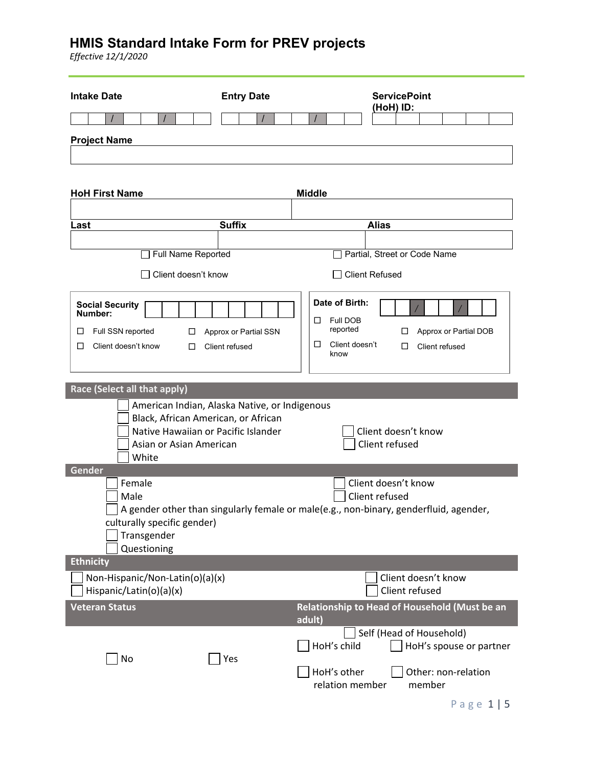# HMIS Standard Intake Form for PREV projects

*Effective 12/1/2020*

**Intake Date** ___/___/___

**Entry Date** ___/___/___

**ServicePoint (HoH) ID:** ______

**Project Name**

______

**HoH First Name** ______ **Middle** ______

**Last** ______ **Suffix** ______ **Alias** ______

☐ Full Name Reported ☐ Partial, Street or Code Name

☐ Client doesn't know ☐ Client Refused

**Social Security Number:** ______

☐ Full SSN reported ☐ Approx or Partial SSN

☐ Client doesn't know ☐ Client refused

**Date of Birth:** ___/___/___

☐ Full DOB reported ☐ Approx or Partial DOB

☐ Client doesn't know ☐ Client refused

## Race (Select all that apply)

☐ American Indian, Alaska Native, or Indigenous
☐ Black, African American, or African
☐ Native Hawaiian or Pacific Islander
☐ Asian or Asian American
☐ White

☐ Client doesn't know
☐ Client refused

## Gender

☐ Female
☐ Male
☐ A gender other than singularly female or male(e.g., non-binary, genderfluid, agender, culturally specific gender)
☐ Transgender
☐ Questioning

☐ Client doesn't know
☐ Client refused

## Ethnicity

☐ Non-Hispanic/Non-Latin(o)(a)(x)
☐ Hispanic/Latin(o)(a)(x)

☐ Client doesn't know
☐ Client refused

## Veteran Status

☐ No ☐ Yes

## Relationship to Head of Household (Must be an adult)

☐ Self (Head of Household)
☐ HoH's child ☐ HoH's spouse or partner
☐ HoH's other relation member ☐ Other: non-relation member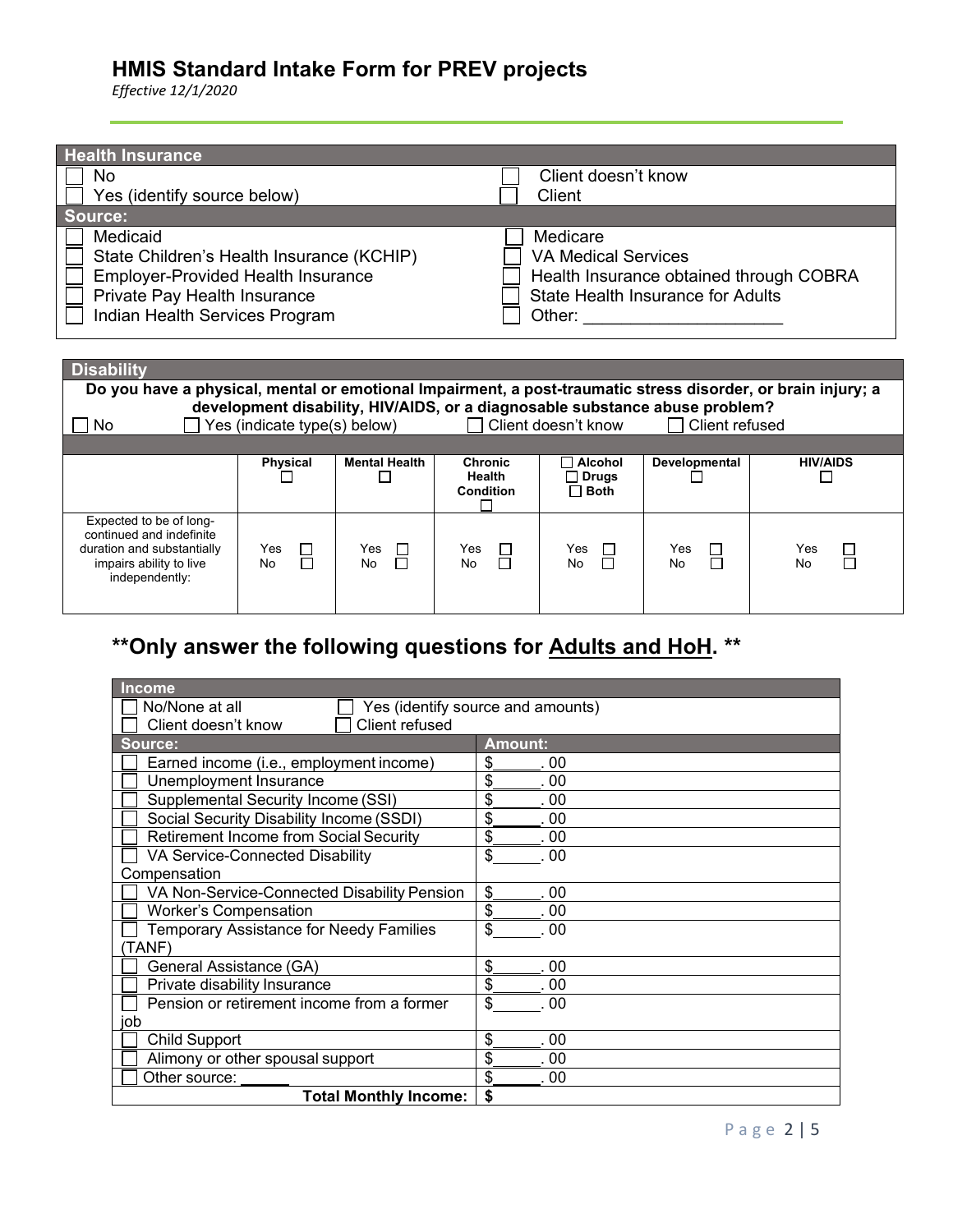# HMIS Standard Intake Form for PREV projects

*Effective 12/1/2020*

| Health Insurance | |
|---|---|
| ☐ No | ☐ Client doesn't know |
| ☐ Yes (identify source below) | ☐ Client |
| **Source:** | |
| ☐ Medicaid | ☐ Medicare |
| ☐ State Children's Health Insurance (KCHIP) | ☐ VA Medical Services |
| ☐ Employer-Provided Health Insurance | ☐ Health Insurance obtained through COBRA |
| ☐ Private Pay Health Insurance | ☐ State Health Insurance for Adults |
| ☐ Indian Health Services Program | ☐ Other: ____________________ |

**Disability**

**Do you have a physical, mental or emotional Impairment, a post-traumatic stress disorder, or brain injury; a development disability, HIV/AIDS, or a diagnosable substance abuse problem?**

☐ No ☐ Yes (indicate type(s) below) ☐ Client doesn't know ☐ Client refused

| | Physical ☐ | Mental Health ☐ | Chronic Health Condition ☐ | ☐ Alcohol ☐ Drugs ☐ Both | Developmental ☐ | HIV/AIDS ☐ |
|---|---|---|---|---|---|---|
| Expected to be of long-continued and indefinite duration and substantially impairs ability to live independently: | Yes ☐ No ☐ | Yes ☐ No ☐ | Yes ☐ No ☐ | Yes ☐ No ☐ | Yes ☐ No ☐ | Yes ☐ No ☐ |

## **Only answer the following questions for Adults and HoH. **

| Income | |
|---|---|
| ☐ No/None at all ☐ Yes (identify source and amounts) | |
| ☐ Client doesn't know ☐ Client refused | |
| **Source:** | **Amount:** |
| ☐ Earned income (i.e., employment income) | $______. 00 |
| ☐ Unemployment Insurance | $______. 00 |
| ☐ Supplemental Security Income (SSI) | $______. 00 |
| ☐ Social Security Disability Income (SSDI) | $______. 00 |
| ☐ Retirement Income from Social Security | $______. 00 |
| ☐ VA Service-Connected Disability Compensation | $______. 00 |
| ☐ VA Non-Service-Connected Disability Pension | $______. 00 |
| ☐ Worker's Compensation | $______. 00 |
| ☐ Temporary Assistance for Needy Families (TANF) | $______. 00 |
| ☐ General Assistance (GA) | $______. 00 |
| ☐ Private disability Insurance | $______. 00 |
| ☐ Pension or retirement income from a former job | $______. 00 |
| ☐ Child Support | $______. 00 |
| ☐ Alimony or other spousal support | $______. 00 |
| ☐ Other source: ______ | $______. 00 |
| **Total Monthly Income:** | **$** |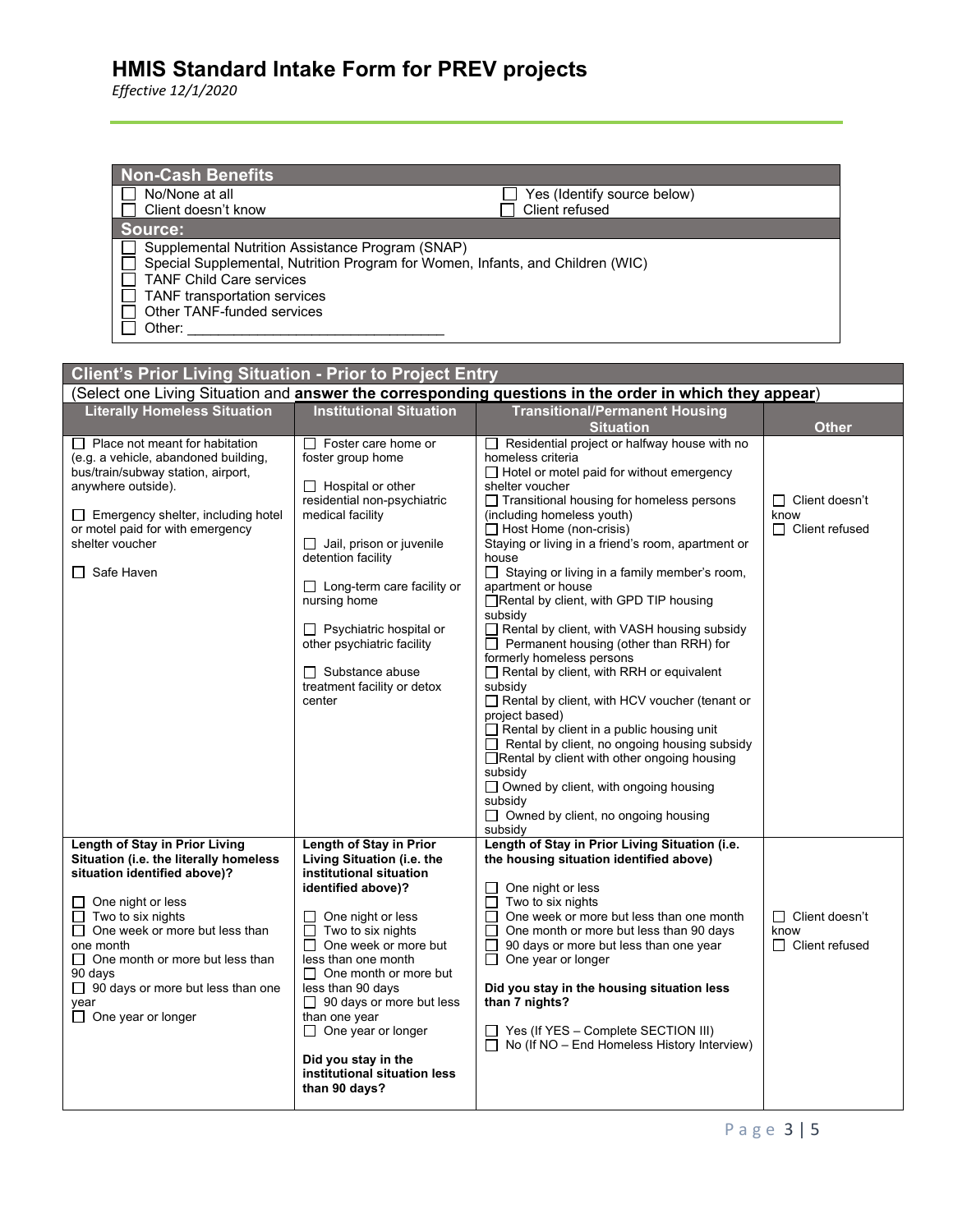# HMIS Standard Intake Form for PREV projects

*Effective 12/1/2020*

| Non-Cash Benefits | |
|---|---|
| ☐ No/None at all | ☐ Yes (Identify source below) |
| ☐ Client doesn't know | ☐ Client refused |
| **Source:** | |
| ☐ Supplemental Nutrition Assistance Program (SNAP) | |
| ☐ Special Supplemental, Nutrition Program for Women, Infants, and Children (WIC) | |
| ☐ TANF Child Care services | |
| ☐ TANF transportation services | |
| ☐ Other TANF-funded services | |
| ☐ Other: _________________________________ | |

| Client's Prior Living Situation - Prior to Project Entry | | | |
|---|---|---|---|
| (Select one Living Situation and **answer the corresponding questions in the order in which they appear**) | | | |
| **Literally Homeless Situation** | **Institutional Situation** | **Transitional/Permanent Housing Situation** | **Other** |
| ☐ Place not meant for habitation (e.g. a vehicle, abandoned building, bus/train/subway station, airport, anywhere outside).<br><br>☐ Emergency shelter, including hotel or motel paid for with emergency shelter voucher<br><br>☐ Safe Haven | ☐ Foster care home or foster group home<br><br>☐ Hospital or other residential non-psychiatric medical facility<br><br>☐ Jail, prison or juvenile detention facility<br><br>☐ Long-term care facility or nursing home<br><br>☐ Psychiatric hospital or other psychiatric facility<br><br>☐ Substance abuse treatment facility or detox center | ☐ Residential project or halfway house with no homeless criteria<br>☐ Hotel or motel paid for without emergency shelter voucher<br>☐ Transitional housing for homeless persons (including homeless youth)<br>☐ Host Home (non-crisis)<br>Staying or living in a friend's room, apartment or house<br>☐ Staying or living in a family member's room, apartment or house<br>☐ Rental by client, with GPD TIP housing subsidy<br>☐ Rental by client, with VASH housing subsidy<br>☐ Permanent housing (other than RRH) for formerly homeless persons<br>☐ Rental by client, with RRH or equivalent subsidy<br>☐ Rental by client, with HCV voucher (tenant or project based)<br>☐ Rental by client in a public housing unit<br>☐ Rental by client, no ongoing housing subsidy<br>☐ Rental by client with other ongoing housing subsidy<br>☐ Owned by client, with ongoing housing subsidy<br>☐ Owned by client, no ongoing housing subsidy | ☐ Client doesn't know<br>☐ Client refused |
| **Length of Stay in Prior Living Situation (i.e. the literally homeless situation identified above)?**<br><br>☐ One night or less<br>☐ Two to six nights<br>☐ One week or more but less than one month<br>☐ One month or more but less than 90 days<br>☐ 90 days or more but less than one year<br>☐ One year or longer | **Length of Stay in Prior Living Situation (i.e. the institutional situation identified above)?**<br><br>☐ One night or less<br>☐ Two to six nights<br>☐ One week or more but less than one month<br>☐ One month or more but less than 90 days<br>☐ 90 days or more but less than one year<br>☐ One year or longer<br><br>**Did you stay in the institutional situation less than 90 days?** | **Length of Stay in Prior Living Situation (i.e. the housing situation identified above)**<br><br>☐ One night or less<br>☐ Two to six nights<br>☐ One week or more but less than one month<br>☐ One month or more but less than 90 days<br>☐ 90 days or more but less than one year<br>☐ One year or longer<br><br>**Did you stay in the housing situation less than 7 nights?**<br><br>☐ Yes (If YES – Complete SECTION III)<br>☐ No (If NO – End Homeless History Interview) | ☐ Client doesn't know<br>☐ Client refused |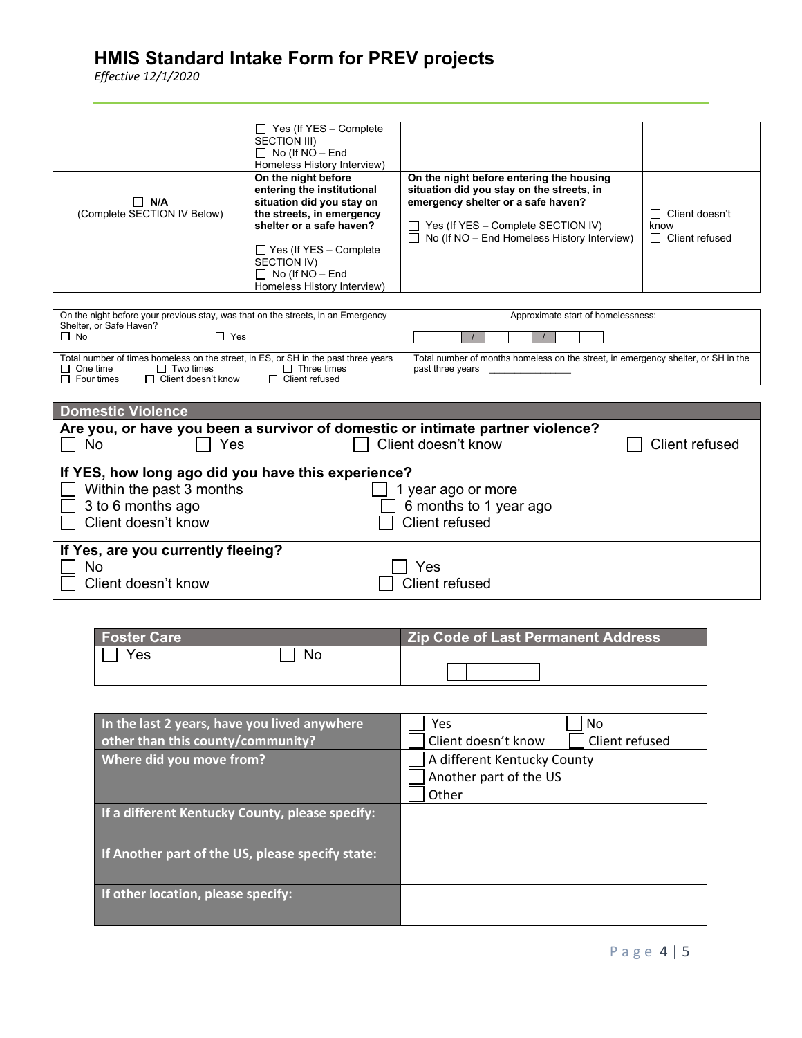# HMIS Standard Intake Form for PREV projects

*Effective 12/1/2020*

| | | | |
|---|---|---|---|
| | ☐ Yes (If YES – Complete SECTION III)<br>☐ No (If NO – End Homeless History Interview) | | |
| ☐ **N/A**<br>(Complete SECTION IV Below) | **On the night before entering the institutional situation did you stay on the streets, in emergency shelter or a safe haven?**<br><br>☐ Yes (If YES – Complete SECTION IV)<br>☐ No (If NO – End Homeless History Interview) | **On the night before entering the housing situation did you stay on the streets, in emergency shelter or a safe haven?**<br><br>☐ Yes (If YES – Complete SECTION IV)<br>☐ No (If NO – End Homeless History Interview) | ☐ Client doesn't know<br>☐ Client refused |

| | |
|---|---|
| On the night before your previous stay, was that on the streets, in an Emergency Shelter, or Safe Haven?<br>☐ No ☐ Yes | Approximate start of homelessness:<br>\_\_ \_\_ / \_\_ \_\_ / \_\_ \_\_ \_\_ \_\_ |
| Total number of times homeless on the street, in ES, or SH in the past three years<br>☐ One time ☐ Two times ☐ Three times<br>☐ Four times ☐ Client doesn't know ☐ Client refused | Total number of months homeless on the street, in emergency shelter, or SH in the past three years \_\_\_\_\_\_\_\_\_\_\_\_\_\_ |

## Domestic Violence

**Are you, or have you been a survivor of domestic or intimate partner violence?**

☐ No ☐ Yes ☐ Client doesn't know ☐ Client refused

**If YES, how long ago did you have this experience?**

☐ Within the past 3 months ☐ 1 year ago or more
☐ 3 to 6 months ago ☐ 6 months to 1 year ago
☐ Client doesn't know ☐ Client refused

**If Yes, are you currently fleeing?**

☐ No ☐ Yes
☐ Client doesn't know ☐ Client refused

| Foster Care | Zip Code of Last Permanent Address |
|---|---|
| ☐ Yes ☐ No | \_\_ \_\_ \_\_ \_\_ \_\_ |

| | |
|---|---|
| **In the last 2 years, have you lived anywhere other than this county/community?** | ☐ Yes ☐ No<br>☐ Client doesn't know ☐ Client refused |
| **Where did you move from?** | ☐ A different Kentucky County<br>☐ Another part of the US<br>☐ Other |
| **If a different Kentucky County, please specify:** | |
| **If Another part of the US, please specify state:** | |
| **If other location, please specify:** | |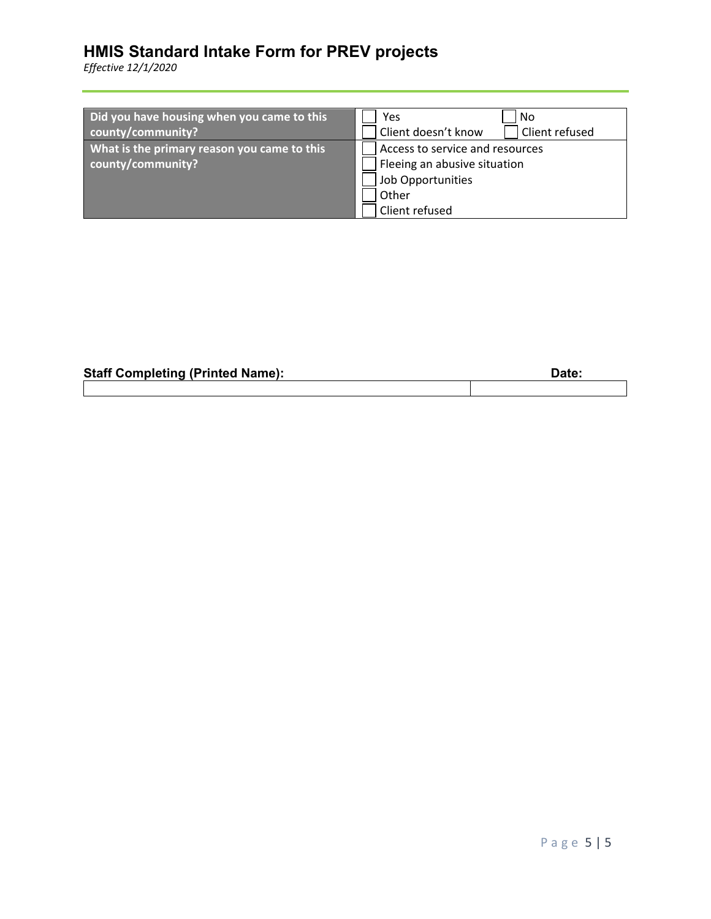# HMIS Standard Intake Form for PREV projects

*Effective 12/1/2020*

| | |
|---|---|
| **Did you have housing when you came to this county/community?** | ☐ Yes ☐ No<br>☐ Client doesn't know ☐ Client refused |
| **What is the primary reason you came to this county/community?** | ☐ Access to service and resources<br>☐ Fleeing an abusive situation<br>☐ Job Opportunities<br>☐ Other<br>☐ Client refused |

| **Staff Completing (Printed Name):** | **Date:** |
|---|---|
| | |